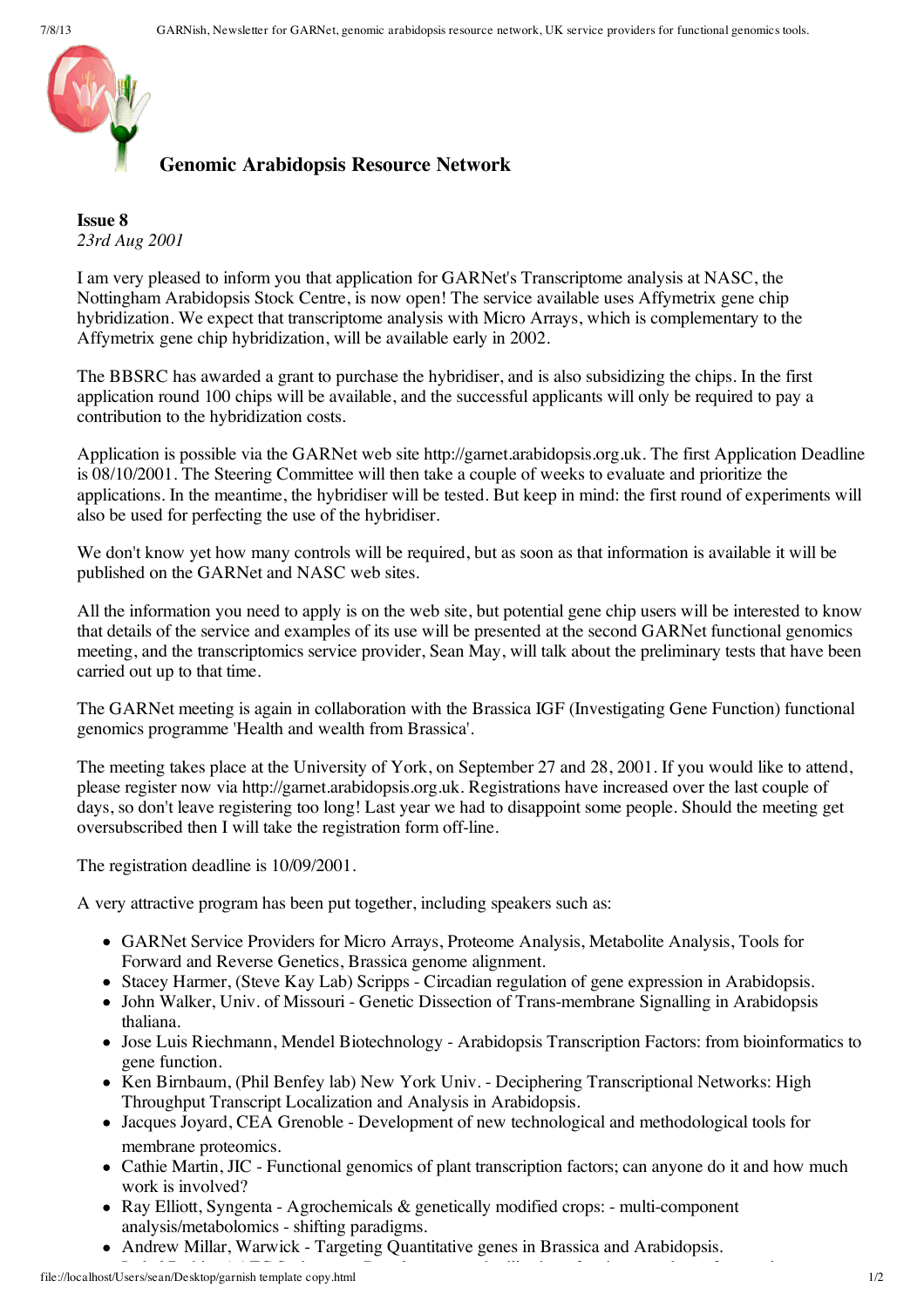## Genomic Arabidopsis Resource Network

**Issue 8**
*23rd Aug 2001*

I am very pleased to inform you that application for GARNet's Transcriptome analysis at NASC, the Nottingham Arabidopsis Stock Centre, is now open! The service available uses Affymetrix gene chip hybridization. We expect that transcriptome analysis with Micro Arrays, which is complementary to the Affymetrix gene chip hybridization, will be available early in 2002.

The BBSRC has awarded a grant to purchase the hybridiser, and is also subsidizing the chips. In the first application round 100 chips will be available, and the successful applicants will only be required to pay a contribution to the hybridization costs.

Application is possible via the GARNet web site http://garnet.arabidopsis.org.uk. The first Application Deadline is 08/10/2001. The Steering Committee will then take a couple of weeks to evaluate and prioritize the applications. In the meantime, the hybridiser will be tested. But keep in mind: the first round of experiments will also be used for perfecting the use of the hybridiser.

We don't know yet how many controls will be required, but as soon as that information is available it will be published on the GARNet and NASC web sites.

All the information you need to apply is on the web site, but potential gene chip users will be interested to know that details of the service and examples of its use will be presented at the second GARNet functional genomics meeting, and the transcriptomics service provider, Sean May, will talk about the preliminary tests that have been carried out up to that time.

The GARNet meeting is again in collaboration with the Brassica IGF (Investigating Gene Function) functional genomics programme 'Health and wealth from Brassica'.

The meeting takes place at the University of York, on September 27 and 28, 2001. If you would like to attend, please register now via http://garnet.arabidopsis.org.uk. Registrations have increased over the last couple of days, so don't leave registering too long! Last year we had to disappoint some people. Should the meeting get oversubscribed then I will take the registration form off-line.

The registration deadline is 10/09/2001.

A very attractive program has been put together, including speakers such as:

- GARNet Service Providers for Micro Arrays, Proteome Analysis, Metabolite Analysis, Tools for Forward and Reverse Genetics, Brassica genome alignment.
- Stacey Harmer, (Steve Kay Lab) Scripps - Circadian regulation of gene expression in Arabidopsis.
- John Walker, Univ. of Missouri - Genetic Dissection of Trans-membrane Signalling in Arabidopsis thaliana.
- Jose Luis Riechmann, Mendel Biotechnology - Arabidopsis Transcription Factors: from bioinformatics to gene function.
- Ken Birnbaum, (Phil Benfey lab) New York Univ. - Deciphering Transcriptional Networks: High Throughput Transcript Localization and Analysis in Arabidopsis.
- Jacques Joyard, CEA Grenoble - Development of new technological and methodological tools for membrane proteomics.
- Cathie Martin, JIC - Functional genomics of plant transcription factors; can anyone do it and how much work is involved?
- Ray Elliott, Syngenta - Agrochemicals & genetically modified crops: - multi-component analysis/metabolomics - shifting paradigms.
- Andrew Millar, Warwick - Targeting Quantitative genes in Brassica and Arabidopsis.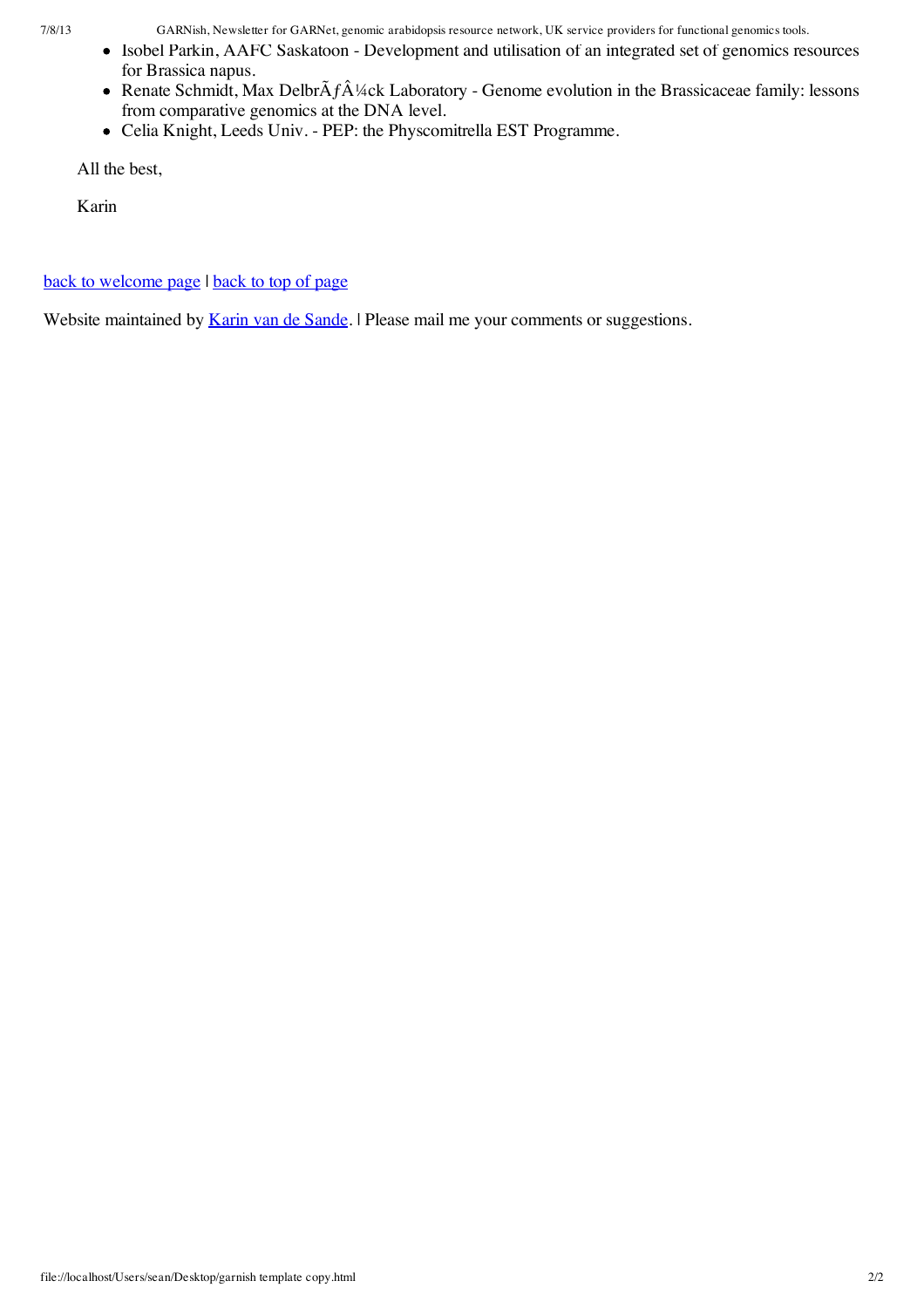- Isobel Parkin, AAFC Saskatoon - Development and utilisation of an integrated set of genomics resources for Brassica napus.
- Renate Schmidt, Max DelbrÃƒÂ¼ck Laboratory - Genome evolution in the Brassicaceae family: lessons from comparative genomics at the DNA level.
- Celia Knight, Leeds Univ. - PEP: the Physcomitrella EST Programme.

All the best,

Karin

back to welcome page | back to top of page

Website maintained by Karin van de Sande. | Please mail me your comments or suggestions.